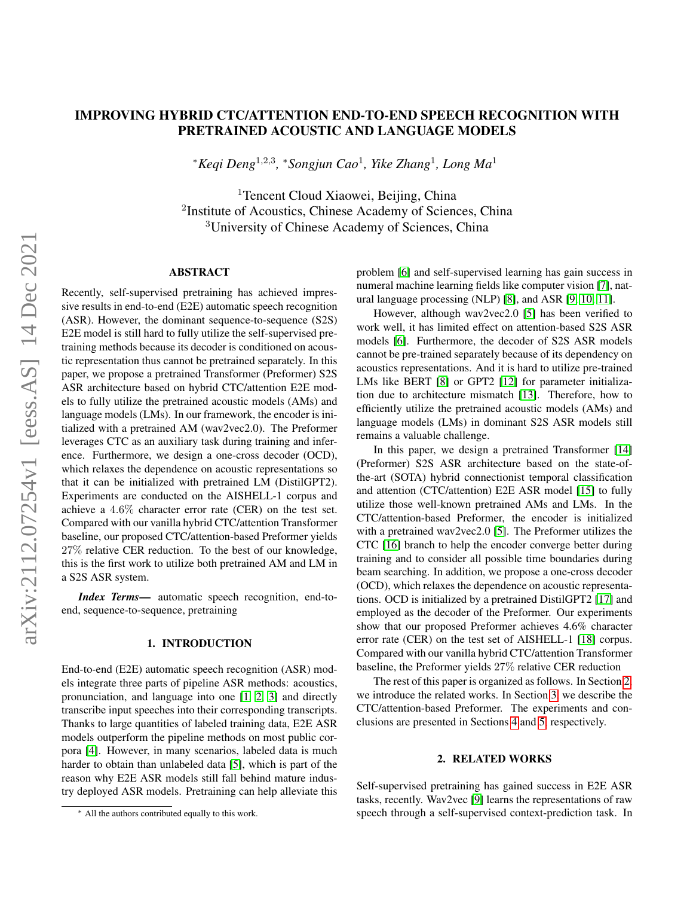# IMPROVING HYBRID CTC/ATTENTION END-TO-END SPEECH RECOGNITION WITH PRETRAINED ACOUSTIC AND LANGUAGE MODELS

*Keqi Deng[1,2,3], *Songjun Cao[1], Yike Zhang[1], Long Ma[1]

[1]Tencent Cloud Xiaowei, Beijing, China
[2]Institute of Acoustics, Chinese Academy of Sciences, China
[3]University of Chinese Academy of Sciences, China

## ABSTRACT

Recently, self-supervised pretraining has achieved impressive results in end-to-end (E2E) automatic speech recognition (ASR). However, the dominant sequence-to-sequence (S2S) E2E model is still hard to fully utilize the self-supervised pretraining methods because its decoder is conditioned on acoustic representation thus cannot be pretrained separately. In this paper, we propose a pretrained Transformer (Preformer) S2S ASR architecture based on hybrid CTC/attention E2E models to fully utilize the pretrained acoustic models (AMs) and language models (LMs). In our framework, the encoder is initialized with a pretrained AM (wav2vec2.0). The Preformer leverages CTC as an auxiliary task during training and inference. Furthermore, we design a one-cross decoder (OCD), which relaxes the dependence on acoustic representations so that it can be initialized with pretrained LM (DistilGPT2). Experiments are conducted on the AISHELL-1 corpus and achieve a $4.6\%$ character error rate (CER) on the test set. Compared with our vanilla hybrid CTC/attention Transformer baseline, our proposed CTC/attention-based Preformer yields $27\%$ relative CER reduction. To the best of our knowledge, this is the first work to utilize both pretrained AM and LM in a S2S ASR system.

***Index Terms*—** automatic speech recognition, end-to-end, sequence-to-sequence, pretraining

## 1. INTRODUCTION

End-to-end (E2E) automatic speech recognition (ASR) models integrate three parts of pipeline ASR methods: acoustics, pronunciation, and language into one [1, 2, 3] and directly transcribe input speeches into their corresponding transcripts. Thanks to large quantities of labeled training data, E2E ASR models outperform the pipeline methods on most public corpora [4]. However, in many scenarios, labeled data is much harder to obtain than unlabeled data [5], which is part of the reason why E2E ASR models still fall behind mature industry deployed ASR models. Pretraining can help alleviate this problem [6] and self-supervised learning has gain success in numeral machine learning fields like computer vision [7], natural language processing (NLP) [8], and ASR [9, 10, 11].

However, although wav2vec2.0 [5] has been verified to work well, it has limited effect on attention-based S2S ASR models [6]. Furthermore, the decoder of S2S ASR models cannot be pre-trained separately because of its dependency on acoustics representations. And it is hard to utilize pre-trained LMs like BERT [8] or GPT2 [12] for parameter initialization due to architecture mismatch [13]. Therefore, how to efficiently utilize the pretrained acoustic models (AMs) and language models (LMs) in dominant S2S ASR models still remains a valuable challenge.

In this paper, we design a pretrained Transformer [14] (Preformer) S2S ASR architecture based on the state-of-the-art (SOTA) hybrid connectionist temporal classification and attention (CTC/attention) E2E ASR model [15] to fully utilize those well-known pretrained AMs and LMs. In the CTC/attention-based Preformer, the encoder is initialized with a pretrained wav2vec2.0 [5]. The Preformer utilizes the CTC [16] branch to help the encoder converge better during training and to consider all possible time boundaries during beam searching. In addition, we propose a one-cross decoder (OCD), which relaxes the dependence on acoustic representations. OCD is initialized by a pretrained DistilGPT2 [17] and employed as the decoder of the Preformer. Our experiments show that our proposed Preformer achieves 4.6% character error rate (CER) on the test set of AISHELL-1 [18] corpus. Compared with our vanilla hybrid CTC/attention Transformer baseline, the Preformer yields $27\%$ relative CER reduction

The rest of this paper is organized as follows. In Section 2, we introduce the related works. In Section 3, we describe the CTC/attention-based Preformer. The experiments and conclusions are presented in Sections 4 and 5, respectively.

## 2. RELATED WORKS

Self-supervised pretraining has gained success in E2E ASR tasks, recently. Wav2vec [9] learns the representations of raw speech through a self-supervised context-prediction task. In

* All the authors contributed equally to this work.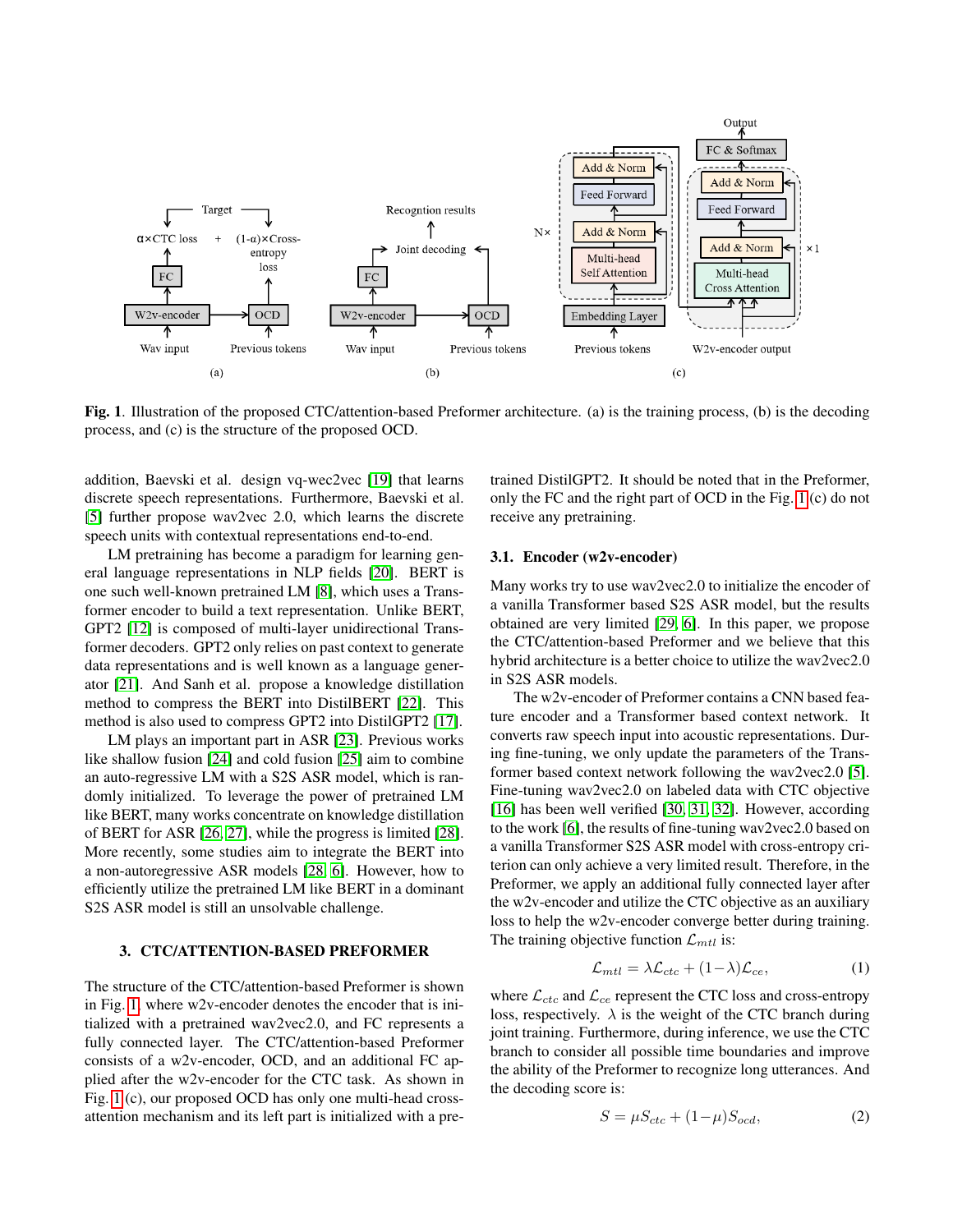**Fig. 1**. Illustration of the proposed CTC/attention-based Preformer architecture. (a) is the training process, (b) is the decoding process, and (c) is the structure of the proposed OCD.

addition, Baevski et al. design vq-wec2vec [19] that learns discrete speech representations. Furthermore, Baevski et al. [5] further propose wav2vec 2.0, which learns the discrete speech units with contextual representations end-to-end.

LM pretraining has become a paradigm for learning general language representations in NLP fields [20]. BERT is one such well-known pretrained LM [8], which uses a Transformer encoder to build a text representation. Unlike BERT, GPT2 [12] is composed of multi-layer unidirectional Transformer decoders. GPT2 only relies on past context to generate data representations and is well known as a language generator [21]. And Sanh et al. propose a knowledge distillation method to compress the BERT into DistilBERT [22]. This method is also used to compress GPT2 into DistilGPT2 [17].

LM plays an important part in ASR [23]. Previous works like shallow fusion [24] and cold fusion [25] aim to combine an auto-regressive LM with a S2S ASR model, which is randomly initialized. To leverage the power of pretrained LM like BERT, many works concentrate on knowledge distillation of BERT for ASR [26, 27], while the progress is limited [28]. More recently, some studies aim to integrate the BERT into a non-autoregressive ASR models [28, 6]. However, how to efficiently utilize the pretrained LM like BERT in a dominant S2S ASR model is still an unsolvable challenge.

## 3. CTC/ATTENTION-BASED PREFORMER

The structure of the CTC/attention-based Preformer is shown in Fig. 1, where w2v-encoder denotes the encoder that is initialized with a pretrained wav2vec2.0, and FC represents a fully connected layer. The CTC/attention-based Preformer consists of a w2v-encoder, OCD, and an additional FC applied after the w2v-encoder for the CTC task. As shown in Fig. 1 (c), our proposed OCD has only one multi-head cross-attention mechanism and its left part is initialized with a pretrained DistilGPT2. It should be noted that in the Preformer, only the FC and the right part of OCD in the Fig. 1 (c) do not receive any pretraining.

### 3.1. Encoder (w2v-encoder)

Many works try to use wav2vec2.0 to initialize the encoder of a vanilla Transformer based S2S ASR model, but the results obtained are very limited [29, 6]. In this paper, we propose the CTC/attention-based Preformer and we believe that this hybrid architecture is a better choice to utilize the wav2vec2.0 in S2S ASR models.

The w2v-encoder of Preformer contains a CNN based feature encoder and a Transformer based context network. It converts raw speech input into acoustic representations. During fine-tuning, we only update the parameters of the Transformer based context network following the wav2vec2.0 [5]. Fine-tuning wav2vec2.0 on labeled data with CTC objective [16] has been well verified [30, 31, 32]. However, according to the work [6], the results of fine-tuning wav2vec2.0 based on a vanilla Transformer S2S ASR model with cross-entropy criterion can only achieve a very limited result. Therefore, in the Preformer, we apply an additional fully connected layer after the w2v-encoder and utilize the CTC objective as an auxiliary loss to help the w2v-encoder converge better during training. The training objective function $\mathcal{L}_{mtl}$ is:

$$\mathcal{L}_{mtl} = \lambda \mathcal{L}_{ctc} + (1 - \lambda) \mathcal{L}_{ce}, \tag{1}$$

where $\mathcal{L}_{ctc}$ and $\mathcal{L}_{ce}$ represent the CTC loss and cross-entropy loss, respectively. $\lambda$ is the weight of the CTC branch during joint training. Furthermore, during inference, we use the CTC branch to consider all possible time boundaries and improve the ability of the Preformer to recognize long utterances. And the decoding score is:

$$S = \mu S_{ctc} + (1 - \mu) S_{ocd}, \tag{2}$$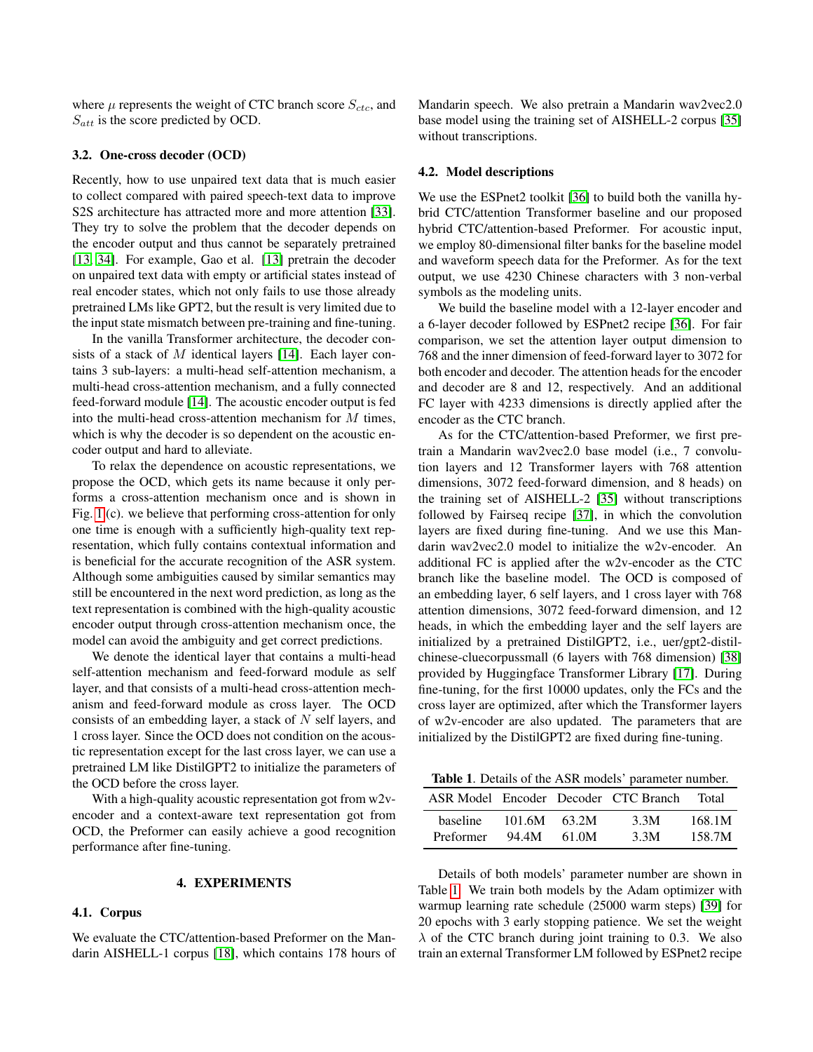where $\mu$ represents the weight of CTC branch score $S_{ctc}$, and $S_{att}$ is the score predicted by OCD.

### 3.2. One-cross decoder (OCD)

Recently, how to use unpaired text data that is much easier to collect compared with paired speech-text data to improve S2S architecture has attracted more and more attention [33]. They try to solve the problem that the decoder depends on the encoder output and thus cannot be separately pretrained [13, 34]. For example, Gao et al. [13] pretrain the decoder on unpaired text data with empty or artificial states instead of real encoder states, which not only fails to use those already pretrained LMs like GPT2, but the result is very limited due to the input state mismatch between pre-training and fine-tuning.

In the vanilla Transformer architecture, the decoder consists of a stack of $M$ identical layers [14]. Each layer contains 3 sub-layers: a multi-head self-attention mechanism, a multi-head cross-attention mechanism, and a fully connected feed-forward module [14]. The acoustic encoder output is fed into the multi-head cross-attention mechanism for $M$ times, which is why the decoder is so dependent on the acoustic encoder output and hard to alleviate.

To relax the dependence on acoustic representations, we propose the OCD, which gets its name because it only performs a cross-attention mechanism once and is shown in Fig. 1 (c). we believe that performing cross-attention for only one time is enough with a sufficiently high-quality text representation, which fully contains contextual information and is beneficial for the accurate recognition of the ASR system. Although some ambiguities caused by similar semantics may still be encountered in the next word prediction, as long as the text representation is combined with the high-quality acoustic encoder output through cross-attention mechanism once, the model can avoid the ambiguity and get correct predictions.

We denote the identical layer that contains a multi-head self-attention mechanism and feed-forward module as self layer, and that consists of a multi-head cross-attention mechanism and feed-forward module as cross layer. The OCD consists of an embedding layer, a stack of $N$ self layers, and 1 cross layer. Since the OCD does not condition on the acoustic representation except for the last cross layer, we can use a pretrained LM like DistilGPT2 to initialize the parameters of the OCD before the cross layer.

With a high-quality acoustic representation got from w2v-encoder and a context-aware text representation got from OCD, the Preformer can easily achieve a good recognition performance after fine-tuning.

## 4. EXPERIMENTS

### 4.1. Corpus

We evaluate the CTC/attention-based Preformer on the Mandarin AISHELL-1 corpus [18], which contains 178 hours of Mandarin speech. We also pretrain a Mandarin wav2vec2.0 base model using the training set of AISHELL-2 corpus [35] without transcriptions.

### 4.2. Model descriptions

We use the ESPnet2 toolkit [36] to build both the vanilla hybrid CTC/attention Transformer baseline and our proposed hybrid CTC/attention-based Preformer. For acoustic input, we employ 80-dimensional filter banks for the baseline model and waveform speech data for the Preformer. As for the text output, we use 4230 Chinese characters with 3 non-verbal symbols as the modeling units.

We build the baseline model with a 12-layer encoder and a 6-layer decoder followed by ESPnet2 recipe [36]. For fair comparison, we set the attention layer output dimension to 768 and the inner dimension of feed-forward layer to 3072 for both encoder and decoder. The attention heads for the encoder and decoder are 8 and 12, respectively. And an additional FC layer with 4233 dimensions is directly applied after the encoder as the CTC branch.

As for the CTC/attention-based Preformer, we first pretrain a Mandarin wav2vec2.0 base model (i.e., 7 convolution layers and 12 Transformer layers with 768 attention dimensions, 3072 feed-forward dimension, and 8 heads) on the training set of AISHELL-2 [35] without transcriptions followed by Fairseq recipe [37], in which the convolution layers are fixed during fine-tuning. And we use this Mandarin wav2vec2.0 model to initialize the w2v-encoder. An additional FC is applied after the w2v-encoder as the CTC branch like the baseline model. The OCD is composed of an embedding layer, 6 self layers, and 1 cross layer with 768 attention dimensions, 3072 feed-forward dimension, and 12 heads, in which the embedding layer and the self layers are initialized by a pretrained DistilGPT2, i.e., uer/gpt2-distil-chinese-cluecorpussmall (6 layers with 768 dimension) [38] provided by Huggingface Transformer Library [17]. During fine-tuning, for the first 10000 updates, only the FCs and the cross layer are optimized, after which the Transformer layers of w2v-encoder are also updated. The parameters that are initialized by the DistilGPT2 are fixed during fine-tuning.

**Table 1**. Details of the ASR models' parameter number.

| ASR Model | Encoder | Decoder | CTC Branch | Total |
|---|---|---|---|---|
| baseline | 101.6M | 63.2M | 3.3M | 168.1M |
| Preformer | 94.4M | 61.0M | 3.3M | 158.7M |

Details of both models' parameter number are shown in Table 1. We train both models by the Adam optimizer with warmup learning rate schedule (25000 warm steps) [39] for 20 epochs with 3 early stopping patience. We set the weight $\lambda$ of the CTC branch during joint training to 0.3. We also train an external Transformer LM followed by ESPnet2 recipe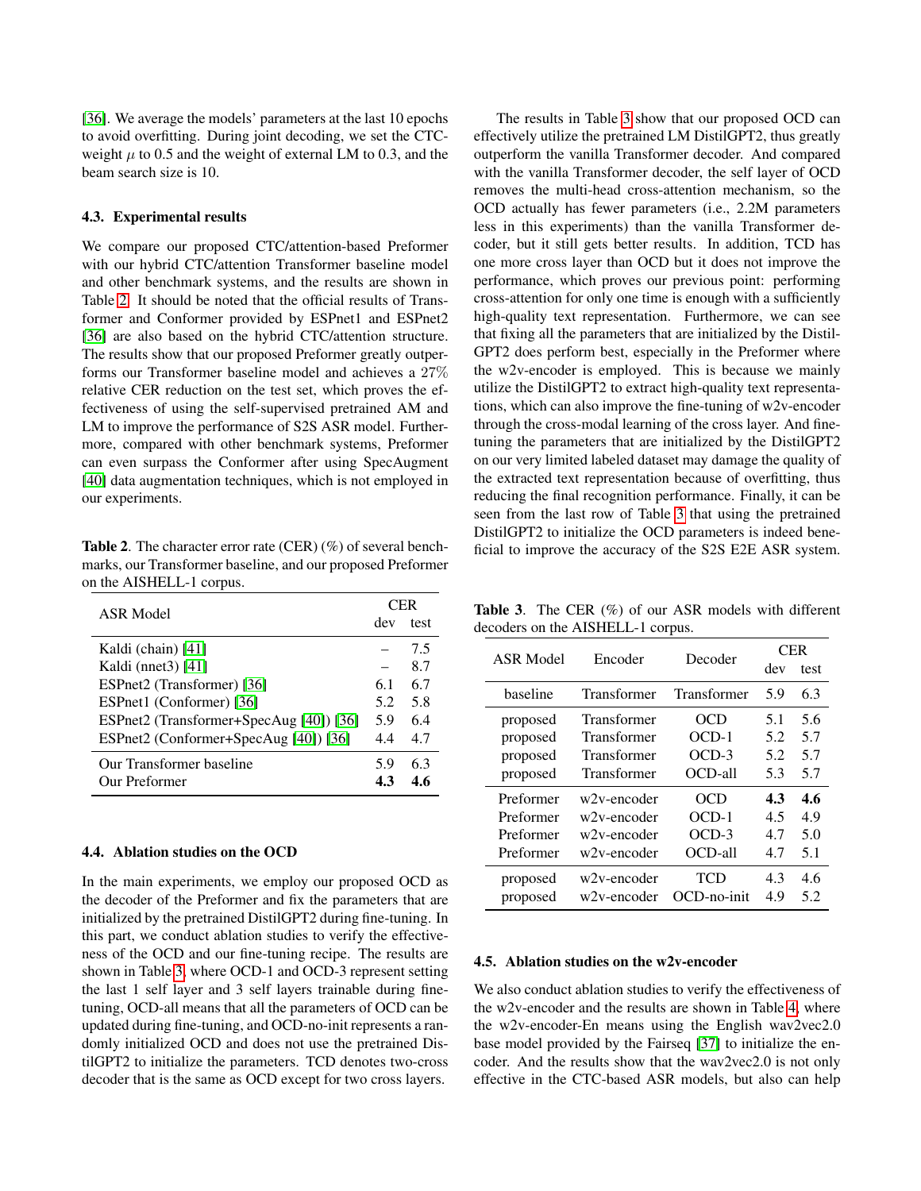[36]. We average the models' parameters at the last 10 epochs to avoid overfitting. During joint decoding, we set the CTC-weight $\mu$ to 0.5 and the weight of external LM to 0.3, and the beam search size is 10.

### 4.3. Experimental results

We compare our proposed CTC/attention-based Preformer with our hybrid CTC/attention Transformer baseline model and other benchmark systems, and the results are shown in Table 2. It should be noted that the official results of Transformer and Conformer provided by ESPnet1 and ESPnet2 [36] are also based on the hybrid CTC/attention structure. The results show that our proposed Preformer greatly outperforms our Transformer baseline model and achieves a 27% relative CER reduction on the test set, which proves the effectiveness of using the self-supervised pretrained AM and LM to improve the performance of S2S ASR model. Furthermore, compared with other benchmark systems, Preformer can even surpass the Conformer after using SpecAugment [40] data augmentation techniques, which is not employed in our experiments.

**Table 2**. The character error rate (CER) (%) of several benchmarks, our Transformer baseline, and our proposed Preformer on the AISHELL-1 corpus.

| ASR Model | CER | |
|---|---|---|
| | dev | test |
| Kaldi (chain) [41] | – | 7.5 |
| Kaldi (nnet3) [41] | – | 8.7 |
| ESPnet2 (Transformer) [36] | 6.1 | 6.7 |
| ESPnet1 (Conformer) [36] | 5.2 | 5.8 |
| ESPnet2 (Transformer+SpecAug [40]) [36] | 5.9 | 6.4 |
| ESPnet2 (Conformer+SpecAug [40]) [36] | 4.4 | 4.7 |
| Our Transformer baseline | 5.9 | 6.3 |
| Our Preformer | **4.3** | **4.6** |

### 4.4. Ablation studies on the OCD

In the main experiments, we employ our proposed OCD as the decoder of the Preformer and fix the parameters that are initialized by the pretrained DistilGPT2 during fine-tuning. In this part, we conduct ablation studies to verify the effectiveness of the OCD and our fine-tuning recipe. The results are shown in Table 3, where OCD-1 and OCD-3 represent setting the last 1 self layer and 3 self layers trainable during fine-tuning, OCD-all means that all the parameters of OCD can be updated during fine-tuning, and OCD-no-init represents a randomly initialized OCD and does not use the pretrained DistilGPT2 to initialize the parameters. TCD denotes two-cross decoder that is the same as OCD except for two cross layers.

The results in Table 3 show that our proposed OCD can effectively utilize the pretrained LM DistilGPT2, thus greatly outperform the vanilla Transformer decoder. And compared with the vanilla Transformer decoder, the self layer of OCD removes the multi-head cross-attention mechanism, so the OCD actually has fewer parameters (i.e., 2.2M parameters less in this experiments) than the vanilla Transformer decoder, but it still gets better results. In addition, TCD has one more cross layer than OCD but it does not improve the performance, which proves our previous point: performing cross-attention for only one time is enough with a sufficiently high-quality text representation. Furthermore, we can see that fixing all the parameters that are initialized by the DistilGPT2 does perform best, especially in the Preformer where the w2v-encoder is employed. This is because we mainly utilize the DistilGPT2 to extract high-quality text representations, which can also improve the fine-tuning of w2v-encoder through the cross-modal learning of the cross layer. And fine-tuning the parameters that are initialized by the DistilGPT2 on our very limited labeled dataset may damage the quality of the extracted text representation because of overfitting, thus reducing the final recognition performance. Finally, it can be seen from the last row of Table 3 that using the pretrained DistilGPT2 to initialize the OCD parameters is indeed beneficial to improve the accuracy of the S2S E2E ASR system.

**Table 3**. The CER (%) of our ASR models with different decoders on the AISHELL-1 corpus.

| ASR Model | Encoder | Decoder | CER | |
|---|---|---|---|---|
| | | | dev | test |
| baseline | Transformer | Transformer | 5.9 | 6.3 |
| proposed | Transformer | OCD | 5.1 | 5.6 |
| proposed | Transformer | OCD-1 | 5.2 | 5.7 |
| proposed | Transformer | OCD-3 | 5.2 | 5.7 |
| proposed | Transformer | OCD-all | 5.3 | 5.7 |
| Preformer | w2v-encoder | OCD | **4.3** | **4.6** |
| Preformer | w2v-encoder | OCD-1 | 4.5 | 4.9 |
| Preformer | w2v-encoder | OCD-3 | 4.7 | 5.0 |
| Preformer | w2v-encoder | OCD-all | 4.7 | 5.1 |
| proposed | w2v-encoder | TCD | 4.3 | 4.6 |
| proposed | w2v-encoder | OCD-no-init | 4.9 | 5.2 |

### 4.5. Ablation studies on the w2v-encoder

We also conduct ablation studies to verify the effectiveness of the w2v-encoder and the results are shown in Table 4, where the w2v-encoder-En means using the English wav2vec2.0 base model provided by the Fairseq [37] to initialize the encoder. And the results show that the wav2vec2.0 is not only effective in the CTC-based ASR models, but also can help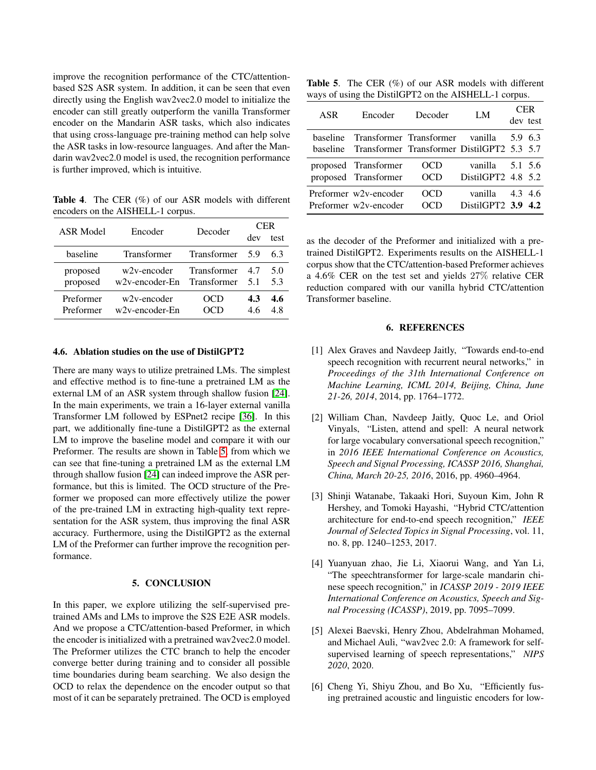improve the recognition performance of the CTC/attention-based S2S ASR system. In addition, it can be seen that even directly using the English wav2vec2.0 model to initialize the encoder can still greatly outperform the vanilla Transformer encoder on the Mandarin ASR tasks, which also indicates that using cross-language pre-training method can help solve the ASR tasks in low-resource languages. And after the Mandarin wav2vec2.0 model is used, the recognition performance is further improved, which is intuitive.

**Table 4**. The CER (%) of our ASR models with different encoders on the AISHELL-1 corpus.

| ASR Model | Encoder | Decoder | CER | |
|---|---|---|---|---|
| | | | dev | test |
| baseline | Transformer | Transformer | 5.9 | 6.3 |
| proposed | w2v-encoder | Transformer | 4.7 | 5.0 |
| proposed | w2v-encoder-En | Transformer | 5.1 | 5.3 |
| Preformer | w2v-encoder | OCD | **4.3** | **4.6** |
| Preformer | w2v-encoder-En | OCD | 4.6 | 4.8 |

### 4.6. Ablation studies on the use of DistilGPT2

There are many ways to utilize pretrained LMs. The simplest and effective method is to fine-tune a pretrained LM as the external LM of an ASR system through shallow fusion [24]. In the main experiments, we train a 16-layer external vanilla Transformer LM followed by ESPnet2 recipe [36]. In this part, we additionally fine-tune a DistilGPT2 as the external LM to improve the baseline model and compare it with our Preformer. The results are shown in Table 5, from which we can see that fine-tuning a pretrained LM as the external LM through shallow fusion [24] can indeed improve the ASR performance, but this is limited. The OCD structure of the Preformer we proposed can more effectively utilize the power of the pre-trained LM in extracting high-quality text representation for the ASR system, thus improving the final ASR accuracy. Furthermore, using the DistilGPT2 as the external LM of the Preformer can further improve the recognition performance.

**Table 5**. The CER (%) of our ASR models with different ways of using the DistilGPT2 on the AISHELL-1 corpus.

| ASR | Encoder | Decoder | LM | CER | |
|---|---|---|---|---|---|
| | | | | dev | test |
| baseline | Transformer | Transformer | vanilla | 5.9 | 6.3 |
| baseline | Transformer | Transformer | DistilGPT2 | 5.3 | 5.7 |
| proposed | Transformer | OCD | vanilla | 5.1 | 5.6 |
| proposed | Transformer | OCD | DistilGPT2 | 4.8 | 5.2 |
| Preformer | w2v-encoder | OCD | vanilla | 4.3 | 4.6 |
| Preformer | w2v-encoder | OCD | DistilGPT2 | **3.9** | **4.2** |

## 5. CONCLUSION

In this paper, we explore utilizing the self-supervised pretrained AMs and LMs to improve the S2S E2E ASR models. And we propose a CTC/attention-based Preformer, in which the encoder is initialized with a pretrained wav2vec2.0 model. The Preformer utilizes the CTC branch to help the encoder converge better during training and to consider all possible time boundaries during beam searching. We also design the OCD to relax the dependence on the encoder output so that most of it can be separately pretrained. The OCD is employed as the decoder of the Preformer and initialized with a pretrained DistilGPT2. Experiments results on the AISHELL-1 corpus show that the CTC/attention-based Preformer achieves a 4.6% CER on the test set and yields 27% relative CER reduction compared with our vanilla hybrid CTC/attention Transformer baseline.

## 6. REFERENCES

[1] Alex Graves and Navdeep Jaitly, "Towards end-to-end speech recognition with recurrent neural networks," in *Proceedings of the 31th International Conference on Machine Learning, ICML 2014, Beijing, China, June 21-26, 2014*, 2014, pp. 1764–1772.

[2] William Chan, Navdeep Jaitly, Quoc Le, and Oriol Vinyals, "Listen, attend and spell: A neural network for large vocabulary conversational speech recognition," in *2016 IEEE International Conference on Acoustics, Speech and Signal Processing, ICASSP 2016, Shanghai, China, March 20-25, 2016*, 2016, pp. 4960–4964.

[3] Shinji Watanabe, Takaaki Hori, Suyoun Kim, John R Hershey, and Tomoki Hayashi, "Hybrid CTC/attention architecture for end-to-end speech recognition," *IEEE Journal of Selected Topics in Signal Processing*, vol. 11, no. 8, pp. 1240–1253, 2017.

[4] Yuanyuan zhao, Jie Li, Xiaorui Wang, and Yan Li, "The speechtransformer for large-scale mandarin chinese speech recognition," in *ICASSP 2019 - 2019 IEEE International Conference on Acoustics, Speech and Signal Processing (ICASSP)*, 2019, pp. 7095–7099.

[5] Alexei Baevski, Henry Zhou, Abdelrahman Mohamed, and Michael Auli, "wav2vec 2.0: A framework for self-supervised learning of speech representations," *NIPS 2020*, 2020.

[6] Cheng Yi, Shiyu Zhou, and Bo Xu, "Efficiently fusing pretrained acoustic and linguistic encoders for low-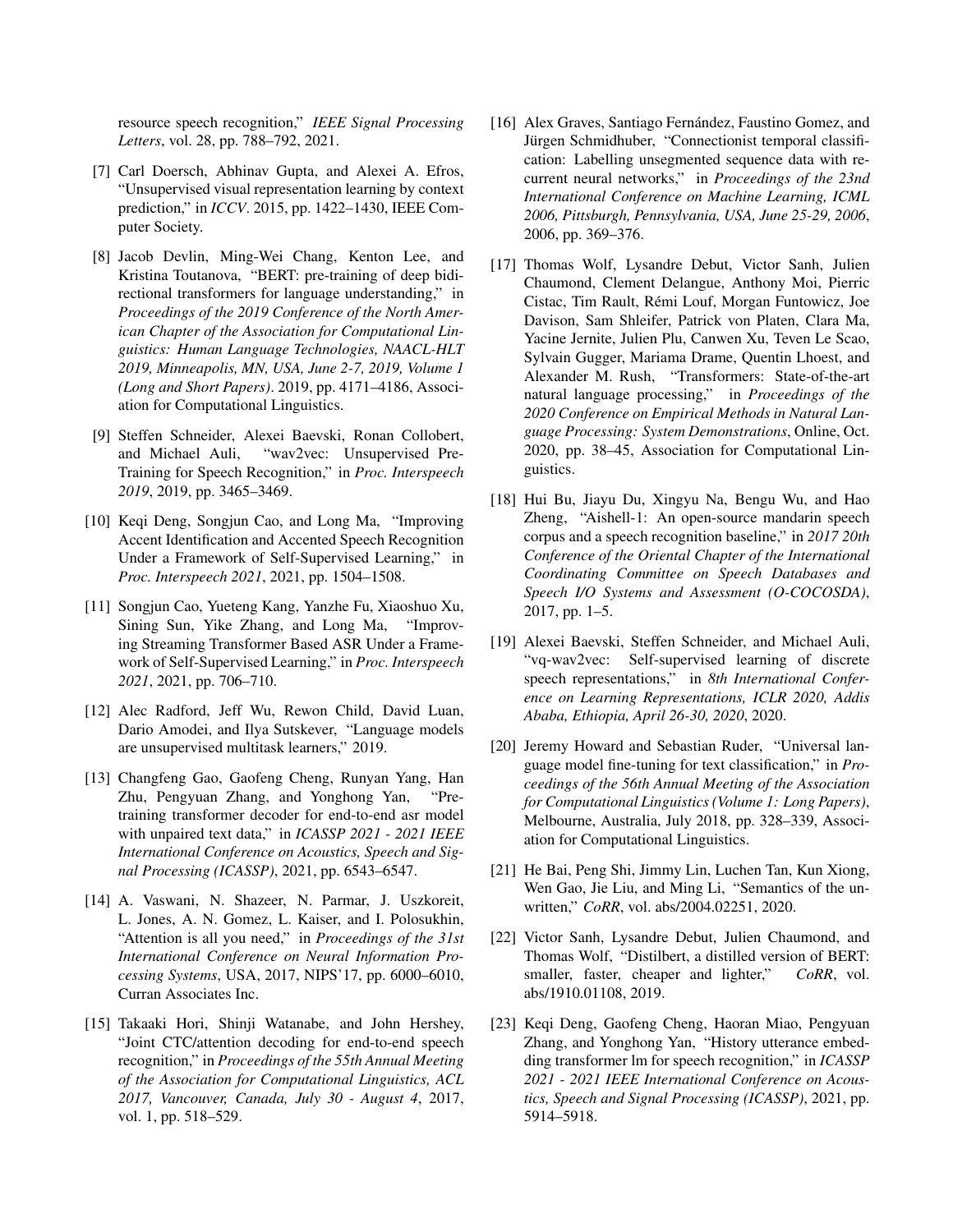resource speech recognition," *IEEE Signal Processing Letters*, vol. 28, pp. 788–792, 2021.

[7] Carl Doersch, Abhinav Gupta, and Alexei A. Efros, "Unsupervised visual representation learning by context prediction," in *ICCV*. 2015, pp. 1422–1430, IEEE Computer Society.

[8] Jacob Devlin, Ming-Wei Chang, Kenton Lee, and Kristina Toutanova, "BERT: pre-training of deep bidirectional transformers for language understanding," in *Proceedings of the 2019 Conference of the North American Chapter of the Association for Computational Linguistics: Human Language Technologies, NAACL-HLT 2019, Minneapolis, MN, USA, June 2-7, 2019, Volume 1 (Long and Short Papers)*. 2019, pp. 4171–4186, Association for Computational Linguistics.

[9] Steffen Schneider, Alexei Baevski, Ronan Collobert, and Michael Auli, "wav2vec: Unsupervised Pre-Training for Speech Recognition," in *Proc. Interspeech 2019*, 2019, pp. 3465–3469.

[10] Keqi Deng, Songjun Cao, and Long Ma, "Improving Accent Identification and Accented Speech Recognition Under a Framework of Self-Supervised Learning," in *Proc. Interspeech 2021*, 2021, pp. 1504–1508.

[11] Songjun Cao, Yueteng Kang, Yanzhe Fu, Xiaoshuo Xu, Sining Sun, Yike Zhang, and Long Ma, "Improving Streaming Transformer Based ASR Under a Framework of Self-Supervised Learning," in *Proc. Interspeech 2021*, 2021, pp. 706–710.

[12] Alec Radford, Jeff Wu, Rewon Child, David Luan, Dario Amodei, and Ilya Sutskever, "Language models are unsupervised multitask learners," 2019.

[13] Changfeng Gao, Gaofeng Cheng, Runyan Yang, Han Zhu, Pengyuan Zhang, and Yonghong Yan, "Pre-training transformer decoder for end-to-end asr model with unpaired text data," in *ICASSP 2021 - 2021 IEEE International Conference on Acoustics, Speech and Signal Processing (ICASSP)*, 2021, pp. 6543–6547.

[14] A. Vaswani, N. Shazeer, N. Parmar, J. Uszkoreit, L. Jones, A. N. Gomez, L. Kaiser, and I. Polosukhin, "Attention is all you need," in *Proceedings of the 31st International Conference on Neural Information Processing Systems*, USA, 2017, NIPS'17, pp. 6000–6010, Curran Associates Inc.

[15] Takaaki Hori, Shinji Watanabe, and John Hershey, "Joint CTC/attention decoding for end-to-end speech recognition," in *Proceedings of the 55th Annual Meeting of the Association for Computational Linguistics, ACL 2017, Vancouver, Canada, July 30 - August 4*, 2017, vol. 1, pp. 518–529.

[16] Alex Graves, Santiago Fernández, Faustino Gomez, and Jürgen Schmidhuber, "Connectionist temporal classification: Labelling unsegmented sequence data with recurrent neural networks," in *Proceedings of the 23nd International Conference on Machine Learning, ICML 2006, Pittsburgh, Pennsylvania, USA, June 25-29, 2006*, 2006, pp. 369–376.

[17] Thomas Wolf, Lysandre Debut, Victor Sanh, Julien Chaumond, Clement Delangue, Anthony Moi, Pierric Cistac, Tim Rault, Rémi Louf, Morgan Funtowicz, Joe Davison, Sam Shleifer, Patrick von Platen, Clara Ma, Yacine Jernite, Julien Plu, Canwen Xu, Teven Le Scao, Sylvain Gugger, Mariama Drame, Quentin Lhoest, and Alexander M. Rush, "Transformers: State-of-the-art natural language processing," in *Proceedings of the 2020 Conference on Empirical Methods in Natural Language Processing: System Demonstrations*, Online, Oct. 2020, pp. 38–45, Association for Computational Linguistics.

[18] Hui Bu, Jiayu Du, Xingyu Na, Bengu Wu, and Hao Zheng, "Aishell-1: An open-source mandarin speech corpus and a speech recognition baseline," in *2017 20th Conference of the Oriental Chapter of the International Coordinating Committee on Speech Databases and Speech I/O Systems and Assessment (O-COCOSDA)*, 2017, pp. 1–5.

[19] Alexei Baevski, Steffen Schneider, and Michael Auli, "vq-wav2vec: Self-supervised learning of discrete speech representations," in *8th International Conference on Learning Representations, ICLR 2020, Addis Ababa, Ethiopia, April 26-30, 2020*, 2020.

[20] Jeremy Howard and Sebastian Ruder, "Universal language model fine-tuning for text classification," in *Proceedings of the 56th Annual Meeting of the Association for Computational Linguistics (Volume 1: Long Papers)*, Melbourne, Australia, July 2018, pp. 328–339, Association for Computational Linguistics.

[21] He Bai, Peng Shi, Jimmy Lin, Luchen Tan, Kun Xiong, Wen Gao, Jie Liu, and Ming Li, "Semantics of the unwritten," *CoRR*, vol. abs/2004.02251, 2020.

[22] Victor Sanh, Lysandre Debut, Julien Chaumond, and Thomas Wolf, "Distilbert, a distilled version of BERT: smaller, faster, cheaper and lighter," *CoRR*, vol. abs/1910.01108, 2019.

[23] Keqi Deng, Gaofeng Cheng, Haoran Miao, Pengyuan Zhang, and Yonghong Yan, "History utterance embedding transformer lm for speech recognition," in *ICASSP 2021 - 2021 IEEE International Conference on Acoustics, Speech and Signal Processing (ICASSP)*, 2021, pp. 5914–5918.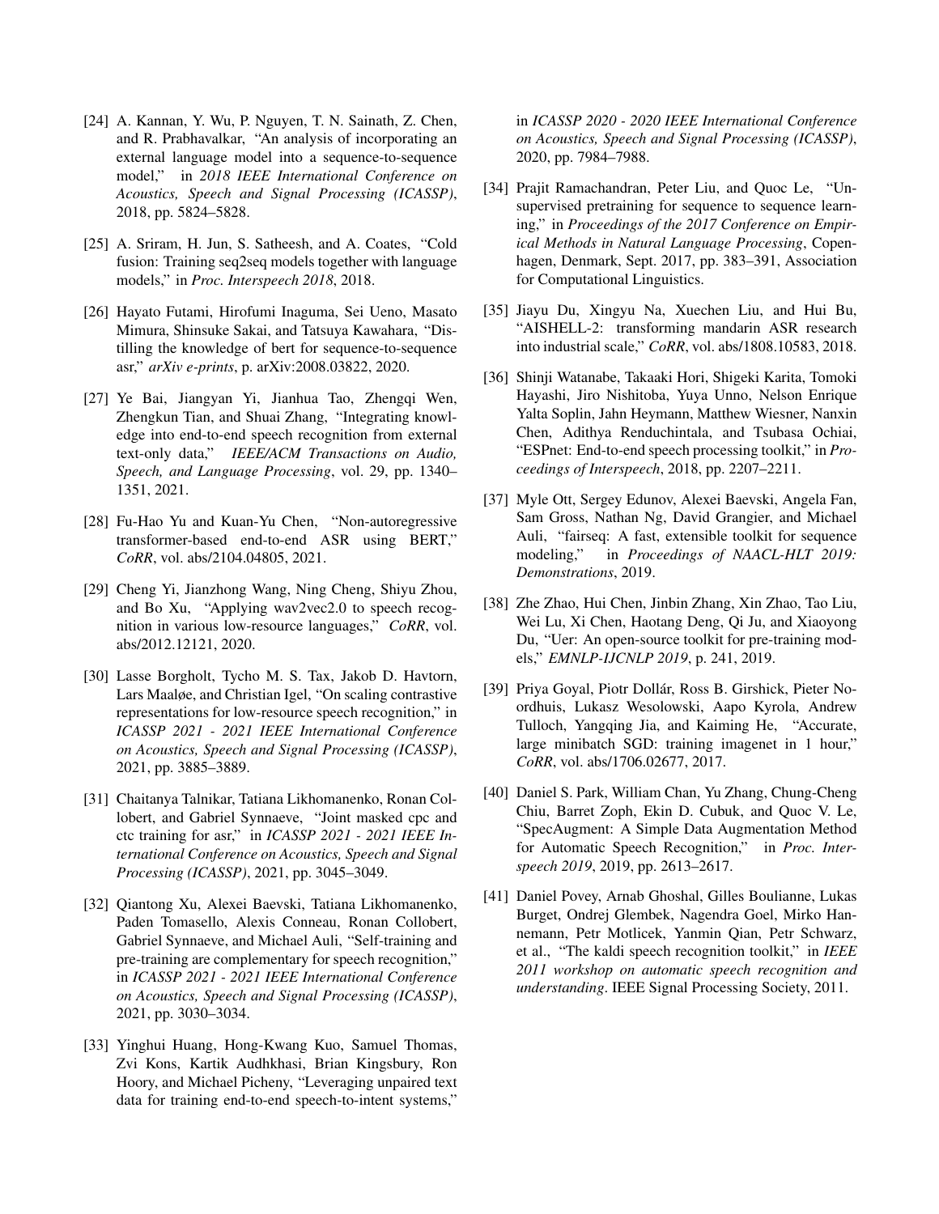[24] A. Kannan, Y. Wu, P. Nguyen, T. N. Sainath, Z. Chen, and R. Prabhavalkar, "An analysis of incorporating an external language model into a sequence-to-sequence model," in *2018 IEEE International Conference on Acoustics, Speech and Signal Processing (ICASSP)*, 2018, pp. 5824–5828.

[25] A. Sriram, H. Jun, S. Satheesh, and A. Coates, "Cold fusion: Training seq2seq models together with language models," in *Proc. Interspeech 2018*, 2018.

[26] Hayato Futami, Hirofumi Inaguma, Sei Ueno, Masato Mimura, Shinsuke Sakai, and Tatsuya Kawahara, "Distilling the knowledge of bert for sequence-to-sequence asr," *arXiv e-prints*, p. arXiv:2008.03822, 2020.

[27] Ye Bai, Jiangyan Yi, Jianhua Tao, Zhengqi Wen, Zhengkun Tian, and Shuai Zhang, "Integrating knowledge into end-to-end speech recognition from external text-only data," *IEEE/ACM Transactions on Audio, Speech, and Language Processing*, vol. 29, pp. 1340–1351, 2021.

[28] Fu-Hao Yu and Kuan-Yu Chen, "Non-autoregressive transformer-based end-to-end ASR using BERT," *CoRR*, vol. abs/2104.04805, 2021.

[29] Cheng Yi, Jianzhong Wang, Ning Cheng, Shiyu Zhou, and Bo Xu, "Applying wav2vec2.0 to speech recognition in various low-resource languages," *CoRR*, vol. abs/2012.12121, 2020.

[30] Lasse Borgholt, Tycho M. S. Tax, Jakob D. Havtorn, Lars Maaløe, and Christian Igel, "On scaling contrastive representations for low-resource speech recognition," in *ICASSP 2021 - 2021 IEEE International Conference on Acoustics, Speech and Signal Processing (ICASSP)*, 2021, pp. 3885–3889.

[31] Chaitanya Talnikar, Tatiana Likhomanenko, Ronan Collobert, and Gabriel Synnaeve, "Joint masked cpc and ctc training for asr," in *ICASSP 2021 - 2021 IEEE International Conference on Acoustics, Speech and Signal Processing (ICASSP)*, 2021, pp. 3045–3049.

[32] Qiantong Xu, Alexei Baevski, Tatiana Likhomanenko, Paden Tomasello, Alexis Conneau, Ronan Collobert, Gabriel Synnaeve, and Michael Auli, "Self-training and pre-training are complementary for speech recognition," in *ICASSP 2021 - 2021 IEEE International Conference on Acoustics, Speech and Signal Processing (ICASSP)*, 2021, pp. 3030–3034.

[33] Yinghui Huang, Hong-Kwang Kuo, Samuel Thomas, Zvi Kons, Kartik Audhkhasi, Brian Kingsbury, Ron Hoory, and Michael Picheny, "Leveraging unpaired text data for training end-to-end speech-to-intent systems," in *ICASSP 2020 - 2020 IEEE International Conference on Acoustics, Speech and Signal Processing (ICASSP)*, 2020, pp. 7984–7988.

[34] Prajit Ramachandran, Peter Liu, and Quoc Le, "Unsupervised pretraining for sequence to sequence learning," in *Proceedings of the 2017 Conference on Empirical Methods in Natural Language Processing*, Copenhagen, Denmark, Sept. 2017, pp. 383–391, Association for Computational Linguistics.

[35] Jiayu Du, Xingyu Na, Xuechen Liu, and Hui Bu, "AISHELL-2: transforming mandarin ASR research into industrial scale," *CoRR*, vol. abs/1808.10583, 2018.

[36] Shinji Watanabe, Takaaki Hori, Shigeki Karita, Tomoki Hayashi, Jiro Nishitoba, Yuya Unno, Nelson Enrique Yalta Soplin, Jahn Heymann, Matthew Wiesner, Nanxin Chen, Adithya Renduchintala, and Tsubasa Ochiai, "ESPnet: End-to-end speech processing toolkit," in *Proceedings of Interspeech*, 2018, pp. 2207–2211.

[37] Myle Ott, Sergey Edunov, Alexei Baevski, Angela Fan, Sam Gross, Nathan Ng, David Grangier, and Michael Auli, "fairseq: A fast, extensible toolkit for sequence modeling," in *Proceedings of NAACL-HLT 2019: Demonstrations*, 2019.

[38] Zhe Zhao, Hui Chen, Jinbin Zhang, Xin Zhao, Tao Liu, Wei Lu, Xi Chen, Haotang Deng, Qi Ju, and Xiaoyong Du, "Uer: An open-source toolkit for pre-training models," *EMNLP-IJCNLP 2019*, p. 241, 2019.

[39] Priya Goyal, Piotr Dollár, Ross B. Girshick, Pieter Noordhuis, Lukasz Wesolowski, Aapo Kyrola, Andrew Tulloch, Yangqing Jia, and Kaiming He, "Accurate, large minibatch SGD: training imagenet in 1 hour," *CoRR*, vol. abs/1706.02677, 2017.

[40] Daniel S. Park, William Chan, Yu Zhang, Chung-Cheng Chiu, Barret Zoph, Ekin D. Cubuk, and Quoc V. Le, "SpecAugment: A Simple Data Augmentation Method for Automatic Speech Recognition," in *Proc. Interspeech 2019*, 2019, pp. 2613–2617.

[41] Daniel Povey, Arnab Ghoshal, Gilles Boulianne, Lukas Burget, Ondrej Glembek, Nagendra Goel, Mirko Hannemann, Petr Motlicek, Yanmin Qian, Petr Schwarz, et al., "The kaldi speech recognition toolkit," in *IEEE 2011 workshop on automatic speech recognition and understanding*. IEEE Signal Processing Society, 2011.